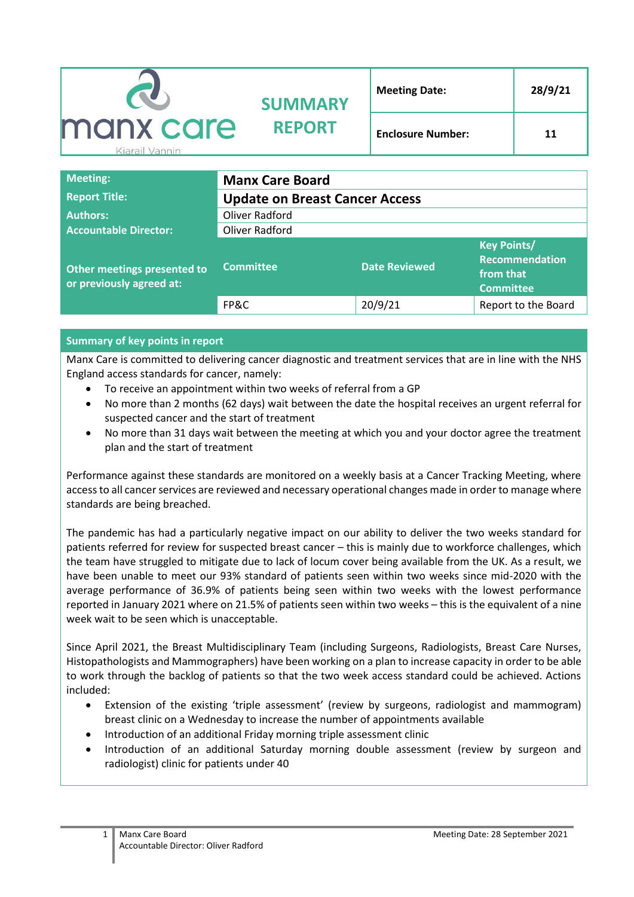| manx care Kiarail Vannin | SUMMARY REPORT | Meeting Date: | 28/9/21 |
|---|---|---|---|
| | | Enclosure Number: | 11 |

| Meeting: | Manx Care Board | | |
|---|---|---|---|
| Report Title: | Update on Breast Cancer Access | | |
| Authors: | Oliver Radford | | |
| Accountable Director: | Oliver Radford | | |
| Other meetings presented to or previously agreed at: | Committee | Date Reviewed | Key Points/ Recommendation from that Committee |
| | FP&C | 20/9/21 | Report to the Board |

## Summary of key points in report

Manx Care is committed to delivering cancer diagnostic and treatment services that are in line with the NHS England access standards for cancer, namely:

- To receive an appointment within two weeks of referral from a GP
- No more than 2 months (62 days) wait between the date the hospital receives an urgent referral for suspected cancer and the start of treatment
- No more than 31 days wait between the meeting at which you and your doctor agree the treatment plan and the start of treatment

Performance against these standards are monitored on a weekly basis at a Cancer Tracking Meeting, where access to all cancer services are reviewed and necessary operational changes made in order to manage where standards are being breached.

The pandemic has had a particularly negative impact on our ability to deliver the two weeks standard for patients referred for review for suspected breast cancer – this is mainly due to workforce challenges, which the team have struggled to mitigate due to lack of locum cover being available from the UK. As a result, we have been unable to meet our 93% standard of patients seen within two weeks since mid-2020 with the average performance of 36.9% of patients being seen within two weeks with the lowest performance reported in January 2021 where on 21.5% of patients seen within two weeks – this is the equivalent of a nine week wait to be seen which is unacceptable.

Since April 2021, the Breast Multidisciplinary Team (including Surgeons, Radiologists, Breast Care Nurses, Histopathologists and Mammographers) have been working on a plan to increase capacity in order to be able to work through the backlog of patients so that the two week access standard could be achieved. Actions included:

- Extension of the existing 'triple assessment' (review by surgeons, radiologist and mammogram) breast clinic on a Wednesday to increase the number of appointments available
- Introduction of an additional Friday morning triple assessment clinic
- Introduction of an additional Saturday morning double assessment (review by surgeon and radiologist) clinic for patients under 40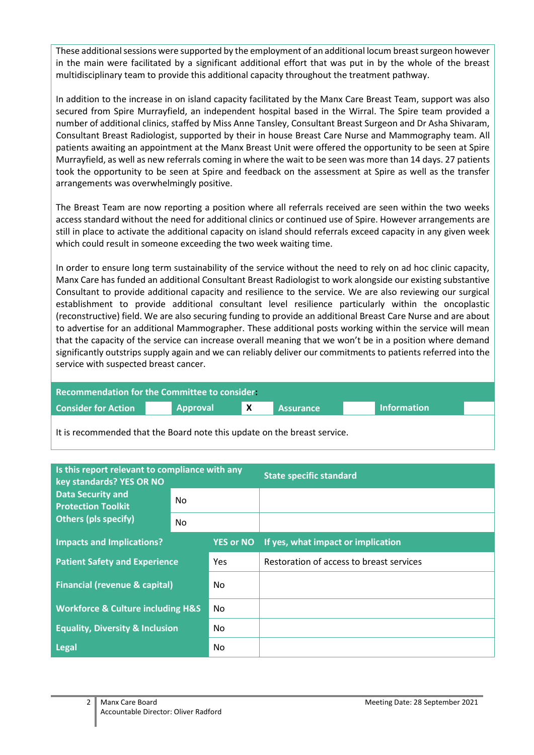These additional sessions were supported by the employment of an additional locum breast surgeon however in the main were facilitated by a significant additional effort that was put in by the whole of the breast multidisciplinary team to provide this additional capacity throughout the treatment pathway.

In addition to the increase in on island capacity facilitated by the Manx Care Breast Team, support was also secured from Spire Murrayfield, an independent hospital based in the Wirral. The Spire team provided a number of additional clinics, staffed by Miss Anne Tansley, Consultant Breast Surgeon and Dr Asha Shivaram, Consultant Breast Radiologist, supported by their in house Breast Care Nurse and Mammography team. All patients awaiting an appointment at the Manx Breast Unit were offered the opportunity to be seen at Spire Murrayfield, as well as new referrals coming in where the wait to be seen was more than 14 days. 27 patients took the opportunity to be seen at Spire and feedback on the assessment at Spire as well as the transfer arrangements was overwhelmingly positive.

The Breast Team are now reporting a position where all referrals received are seen within the two weeks access standard without the need for additional clinics or continued use of Spire. However arrangements are still in place to activate the additional capacity on island should referrals exceed capacity in any given week which could result in someone exceeding the two week waiting time.

In order to ensure long term sustainability of the service without the need to rely on ad hoc clinic capacity, Manx Care has funded an additional Consultant Breast Radiologist to work alongside our existing substantive Consultant to provide additional capacity and resilience to the service. We are also reviewing our surgical establishment to provide additional consultant level resilience particularly within the oncoplastic (reconstructive) field. We are also securing funding to provide an additional Breast Care Nurse and are about to advertise for an additional Mammographer. These additional posts working within the service will mean that the capacity of the service can increase overall meaning that we won't be in a position where demand significantly outstrips supply again and we can reliably deliver our commitments to patients referred into the service with suspected breast cancer.

| **Recommendation for the Committee to consider:** | | | | | | | |
|---|---|---|---|---|---|---|---|
| **Consider for Action** | | **Approval** | X | **Assurance** | | **Information** | |

It is recommended that the Board note this update on the breast service.

| **Is this report relevant to compliance with any key standards? YES OR NO** | | **State specific standard** |
|---|---|---|
| **Data Security and Protection Toolkit** | No | |
| **Others (pls specify)** | No | |

| **Impacts and Implications?** | **YES or NO** | **If yes, what impact or implication** |
|---|---|---|
| **Patient Safety and Experience** | Yes | Restoration of access to breast services |
| **Financial (revenue & capital)** | No | |
| **Workforce & Culture including H&S** | No | |
| **Equality, Diversity & Inclusion** | No | |
| **Legal** | No | |